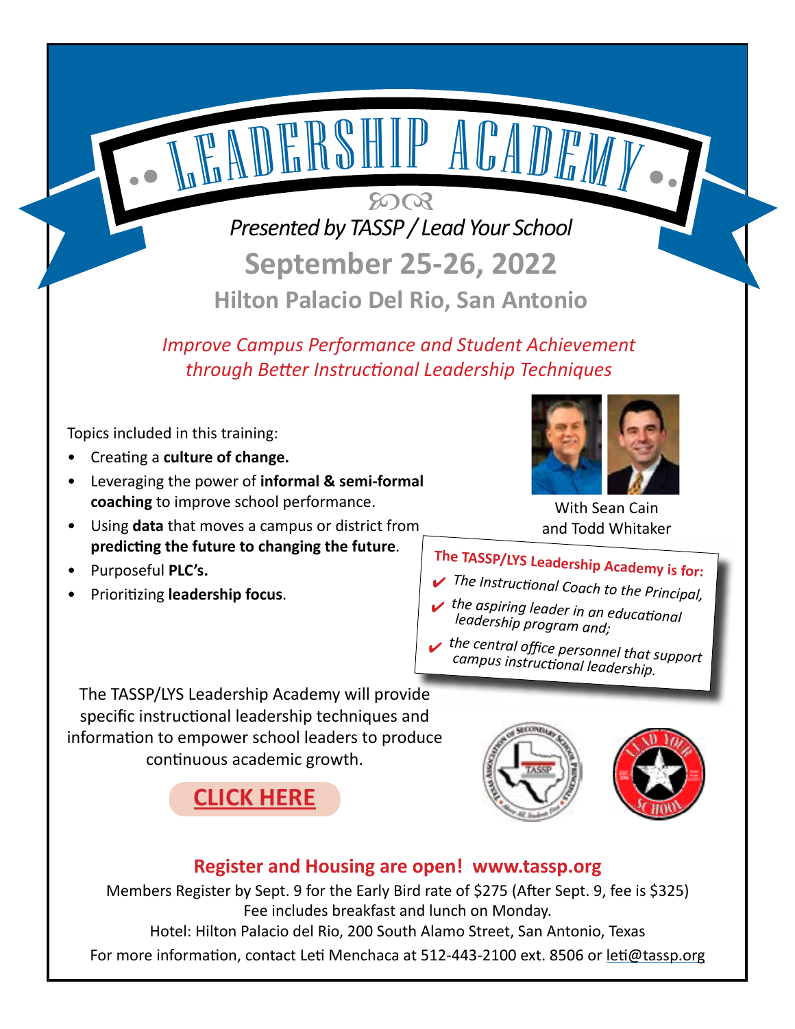# LEADERSHIP ACADEMY

*Presented by TASSP / Lead Your School*

## September 25-26, 2022

### Hilton Palacio Del Rio, San Antonio

*Improve Campus Performance and Student Achievement through Better Instructional Leadership Techniques*

Topics included in this training:

- Creating a **culture of change.**
- Leveraging the power of **informal & semi-formal coaching** to improve school performance.
- Using **data** that moves a campus or district from **predicting the future to changing the future**.
- Purposeful **PLC's.**
- Prioritizing **leadership focus**.

With Sean Cain and Todd Whitaker

**The TASSP/LYS Leadership Academy is for:**

- ✔ *The Instructional Coach to the Principal,*
- ✔ *the aspiring leader in an educational leadership program and;*
- ✔ *the central office personnel that support campus instructional leadership.*

The TASSP/LYS Leadership Academy will provide specific instructional leadership techniques and information to empower school leaders to produce continuous academic growth.

**CLICK HERE**

**Register and Housing are open! www.tassp.org**

Members Register by Sept. 9 for the Early Bird rate of $275 (After Sept. 9, fee is $325)
Fee includes breakfast and lunch on Monday.
Hotel: Hilton Palacio del Rio, 200 South Alamo Street, San Antonio, Texas
For more information, contact Leti Menchaca at 512-443-2100 ext. 8506 or leti@tassp.org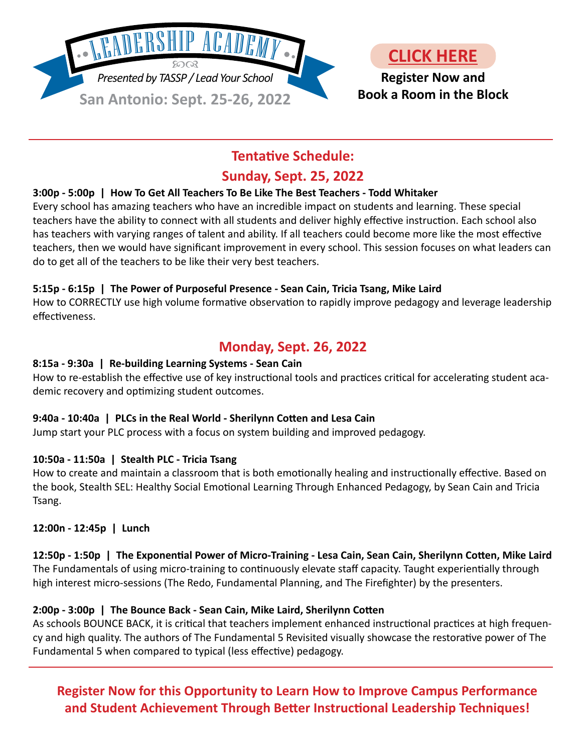# LEADERSHIP ACADEMY

*Presented by TASSP / Lead Your School*

**San Antonio: Sept. 25-26, 2022**

**CLICK HERE**

**Register Now and Book a Room in the Block**

## Tentative Schedule:

## Sunday, Sept. 25, 2022

**3:00p - 5:00p | How To Get All Teachers To Be Like The Best Teachers - Todd Whitaker**

Every school has amazing teachers who have an incredible impact on students and learning. These special teachers have the ability to connect with all students and deliver highly effective instruction. Each school also has teachers with varying ranges of talent and ability. If all teachers could become more like the most effective teachers, then we would have significant improvement in every school. This session focuses on what leaders can do to get all of the teachers to be like their very best teachers.

**5:15p - 6:15p | The Power of Purposeful Presence - Sean Cain, Tricia Tsang, Mike Laird**

How to CORRECTLY use high volume formative observation to rapidly improve pedagogy and leverage leadership effectiveness.

## Monday, Sept. 26, 2022

**8:15a - 9:30a | Re-building Learning Systems - Sean Cain**

How to re-establish the effective use of key instructional tools and practices critical for accelerating student academic recovery and optimizing student outcomes.

**9:40a - 10:40a | PLCs in the Real World - Sherilynn Cotten and Lesa Cain**

Jump start your PLC process with a focus on system building and improved pedagogy.

**10:50a - 11:50a | Stealth PLC - Tricia Tsang**

How to create and maintain a classroom that is both emotionally healing and instructionally effective. Based on the book, Stealth SEL: Healthy Social Emotional Learning Through Enhanced Pedagogy, by Sean Cain and Tricia Tsang.

**12:00n - 12:45p | Lunch**

**12:50p - 1:50p | The Exponential Power of Micro-Training - Lesa Cain, Sean Cain, Sherilynn Cotten, Mike Laird**

The Fundamentals of using micro-training to continuously elevate staff capacity. Taught experientially through high interest micro-sessions (The Redo, Fundamental Planning, and The Firefighter) by the presenters.

**2:00p - 3:00p | The Bounce Back - Sean Cain, Mike Laird, Sherilynn Cotten**

As schools BOUNCE BACK, it is critical that teachers implement enhanced instructional practices at high frequency and high quality. The authors of The Fundamental 5 Revisited visually showcase the restorative power of The Fundamental 5 when compared to typical (less effective) pedagogy.

**Register Now for this Opportunity to Learn How to Improve Campus Performance and Student Achievement Through Better Instructional Leadership Techniques!**